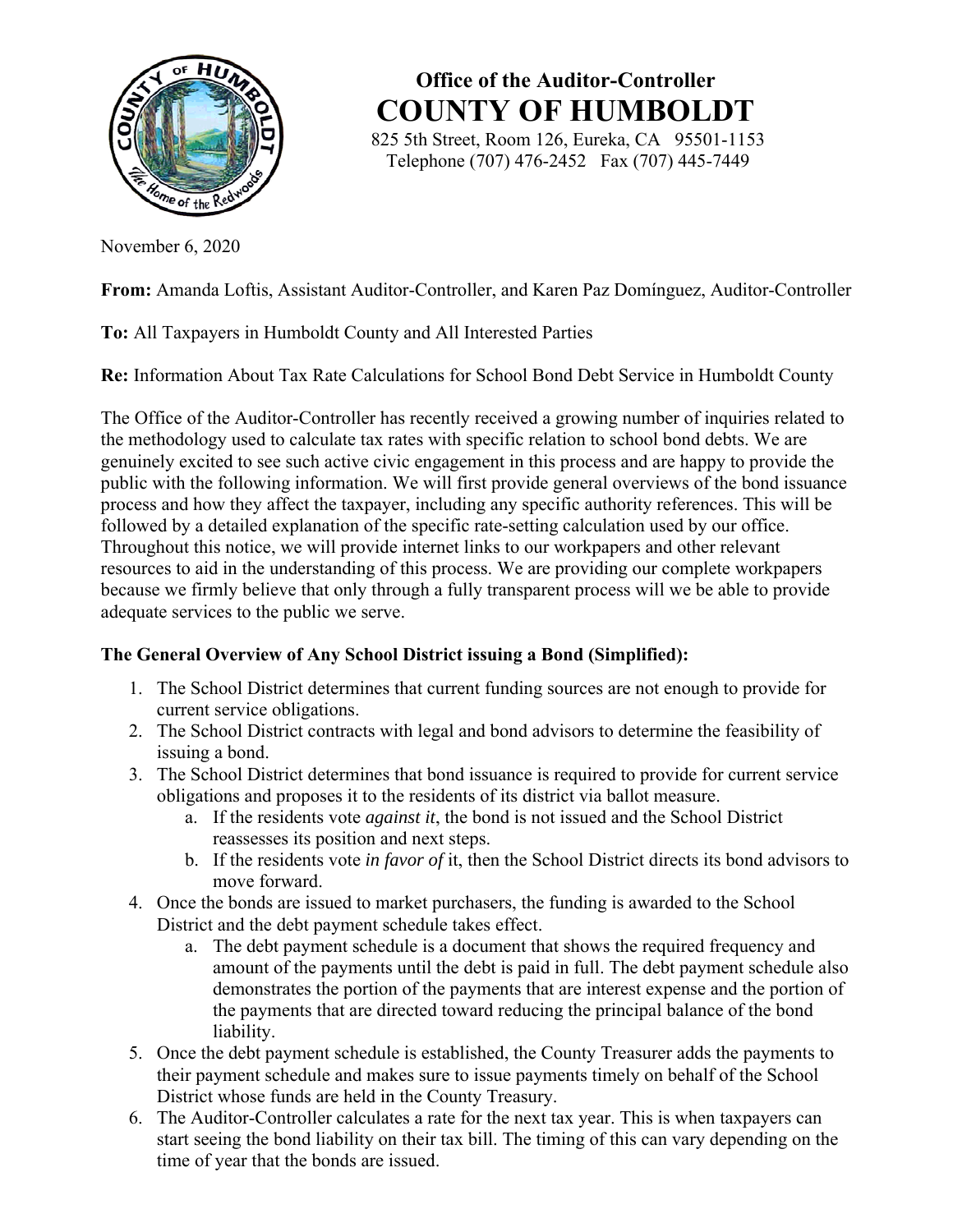# Office of the Auditor-Controller

# COUNTY OF HUMBOLDT

825 5th Street, Room 126, Eureka, CA 95501-1153
Telephone (707) 476-2452 Fax (707) 445-7449

November 6, 2020

**From:** Amanda Loftis, Assistant Auditor-Controller, and Karen Paz Domínguez, Auditor-Controller

**To:** All Taxpayers in Humboldt County and All Interested Parties

**Re:** Information About Tax Rate Calculations for School Bond Debt Service in Humboldt County

The Office of the Auditor-Controller has recently received a growing number of inquiries related to the methodology used to calculate tax rates with specific relation to school bond debts. We are genuinely excited to see such active civic engagement in this process and are happy to provide the public with the following information. We will first provide general overviews of the bond issuance process and how they affect the taxpayer, including any specific authority references. This will be followed by a detailed explanation of the specific rate-setting calculation used by our office. Throughout this notice, we will provide internet links to our workpapers and other relevant resources to aid in the understanding of this process. We are providing our complete workpapers because we firmly believe that only through a fully transparent process will we be able to provide adequate services to the public we serve.

### The General Overview of Any School District issuing a Bond (Simplified):

1. The School District determines that current funding sources are not enough to provide for current service obligations.
2. The School District contracts with legal and bond advisors to determine the feasibility of issuing a bond.
3. The School District determines that bond issuance is required to provide for current service obligations and proposes it to the residents of its district via ballot measure.
    a. If the residents vote *against it*, the bond is not issued and the School District reassesses its position and next steps.
    b. If the residents vote *in favor of* it, then the School District directs its bond advisors to move forward.
4. Once the bonds are issued to market purchasers, the funding is awarded to the School District and the debt payment schedule takes effect.
    a. The debt payment schedule is a document that shows the required frequency and amount of the payments until the debt is paid in full. The debt payment schedule also demonstrates the portion of the payments that are interest expense and the portion of the payments that are directed toward reducing the principal balance of the bond liability.
5. Once the debt payment schedule is established, the County Treasurer adds the payments to their payment schedule and makes sure to issue payments timely on behalf of the School District whose funds are held in the County Treasury.
6. The Auditor-Controller calculates a rate for the next tax year. This is when taxpayers can start seeing the bond liability on their tax bill. The timing of this can vary depending on the time of year that the bonds are issued.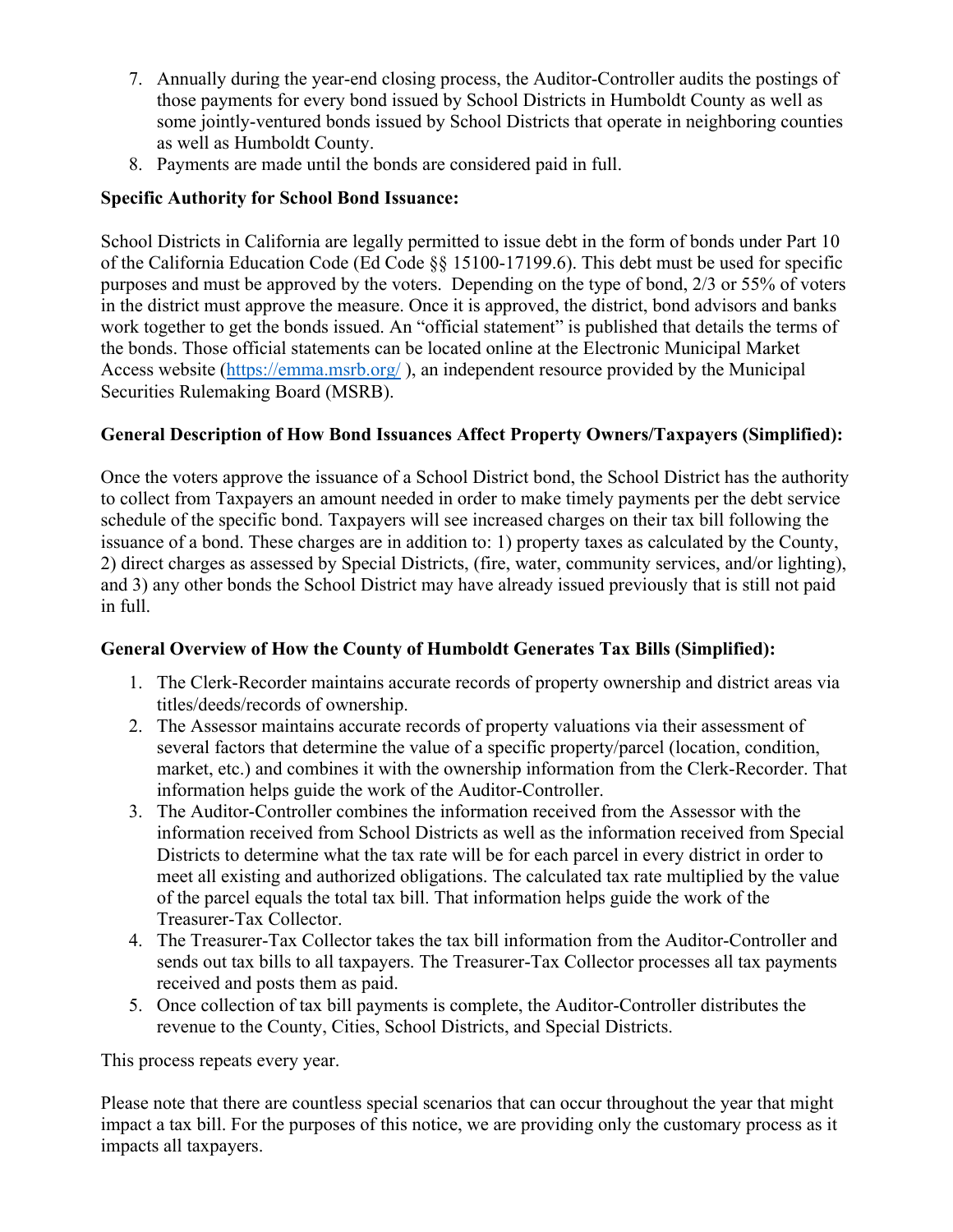7. Annually during the year-end closing process, the Auditor-Controller audits the postings of those payments for every bond issued by School Districts in Humboldt County as well as some jointly-ventured bonds issued by School Districts that operate in neighboring counties as well as Humboldt County.
8. Payments are made until the bonds are considered paid in full.

**Specific Authority for School Bond Issuance:**

School Districts in California are legally permitted to issue debt in the form of bonds under Part 10 of the California Education Code (Ed Code §§ 15100-17199.6). This debt must be used for specific purposes and must be approved by the voters. Depending on the type of bond, 2/3 or 55% of voters in the district must approve the measure. Once it is approved, the district, bond advisors and banks work together to get the bonds issued. An "official statement" is published that details the terms of the bonds. Those official statements can be located online at the Electronic Municipal Market Access website ([https://emma.msrb.org/](https://emma.msrb.org/) ), an independent resource provided by the Municipal Securities Rulemaking Board (MSRB).

**General Description of How Bond Issuances Affect Property Owners/Taxpayers (Simplified):**

Once the voters approve the issuance of a School District bond, the School District has the authority to collect from Taxpayers an amount needed in order to make timely payments per the debt service schedule of the specific bond. Taxpayers will see increased charges on their tax bill following the issuance of a bond. These charges are in addition to: 1) property taxes as calculated by the County, 2) direct charges as assessed by Special Districts, (fire, water, community services, and/or lighting), and 3) any other bonds the School District may have already issued previously that is still not paid in full.

**General Overview of How the County of Humboldt Generates Tax Bills (Simplified):**

1. The Clerk-Recorder maintains accurate records of property ownership and district areas via titles/deeds/records of ownership.
2. The Assessor maintains accurate records of property valuations via their assessment of several factors that determine the value of a specific property/parcel (location, condition, market, etc.) and combines it with the ownership information from the Clerk-Recorder. That information helps guide the work of the Auditor-Controller.
3. The Auditor-Controller combines the information received from the Assessor with the information received from School Districts as well as the information received from Special Districts to determine what the tax rate will be for each parcel in every district in order to meet all existing and authorized obligations. The calculated tax rate multiplied by the value of the parcel equals the total tax bill. That information helps guide the work of the Treasurer-Tax Collector.
4. The Treasurer-Tax Collector takes the tax bill information from the Auditor-Controller and sends out tax bills to all taxpayers. The Treasurer-Tax Collector processes all tax payments received and posts them as paid.
5. Once collection of tax bill payments is complete, the Auditor-Controller distributes the revenue to the County, Cities, School Districts, and Special Districts.

This process repeats every year.

Please note that there are countless special scenarios that can occur throughout the year that might impact a tax bill. For the purposes of this notice, we are providing only the customary process as it impacts all taxpayers.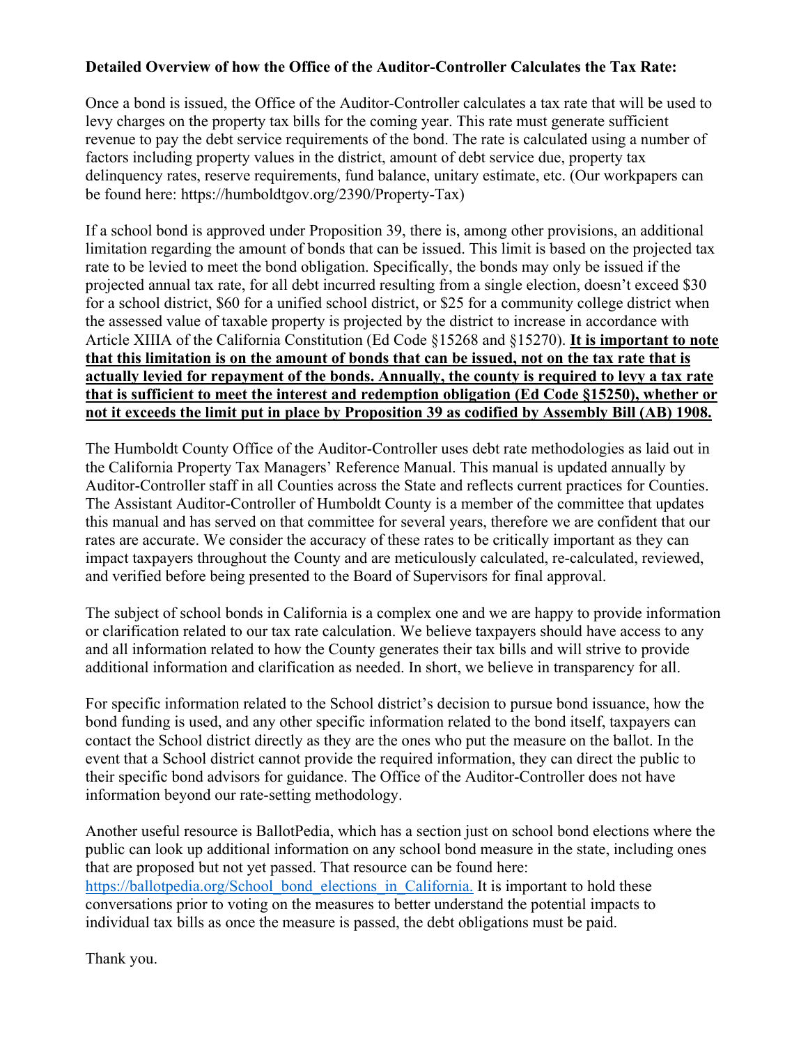**Detailed Overview of how the Office of the Auditor-Controller Calculates the Tax Rate:**

Once a bond is issued, the Office of the Auditor-Controller calculates a tax rate that will be used to levy charges on the property tax bills for the coming year. This rate must generate sufficient revenue to pay the debt service requirements of the bond. The rate is calculated using a number of factors including property values in the district, amount of debt service due, property tax delinquency rates, reserve requirements, fund balance, unitary estimate, etc. (Our workpapers can be found here: https://humboldtgov.org/2390/Property-Tax)

If a school bond is approved under Proposition 39, there is, among other provisions, an additional limitation regarding the amount of bonds that can be issued. This limit is based on the projected tax rate to be levied to meet the bond obligation. Specifically, the bonds may only be issued if the projected annual tax rate, for all debt incurred resulting from a single election, doesn't exceed $30 for a school district, $60 for a unified school district, or $25 for a community college district when the assessed value of taxable property is projected by the district to increase in accordance with Article XIIIA of the California Constitution (Ed Code §15268 and §15270). **It is important to note that this limitation is on the amount of bonds that can be issued, not on the tax rate that is actually levied for repayment of the bonds. Annually, the county is required to levy a tax rate that is sufficient to meet the interest and redemption obligation (Ed Code §15250), whether or not it exceeds the limit put in place by Proposition 39 as codified by Assembly Bill (AB) 1908.**

The Humboldt County Office of the Auditor-Controller uses debt rate methodologies as laid out in the California Property Tax Managers' Reference Manual. This manual is updated annually by Auditor-Controller staff in all Counties across the State and reflects current practices for Counties. The Assistant Auditor-Controller of Humboldt County is a member of the committee that updates this manual and has served on that committee for several years, therefore we are confident that our rates are accurate. We consider the accuracy of these rates to be critically important as they can impact taxpayers throughout the County and are meticulously calculated, re-calculated, reviewed, and verified before being presented to the Board of Supervisors for final approval.

The subject of school bonds in California is a complex one and we are happy to provide information or clarification related to our tax rate calculation. We believe taxpayers should have access to any and all information related to how the County generates their tax bills and will strive to provide additional information and clarification as needed. In short, we believe in transparency for all.

For specific information related to the School district's decision to pursue bond issuance, how the bond funding is used, and any other specific information related to the bond itself, taxpayers can contact the School district directly as they are the ones who put the measure on the ballot. In the event that a School district cannot provide the required information, they can direct the public to their specific bond advisors for guidance. The Office of the Auditor-Controller does not have information beyond our rate-setting methodology.

Another useful resource is BallotPedia, which has a section just on school bond elections where the public can look up additional information on any school bond measure in the state, including ones that are proposed but not yet passed. That resource can be found here: [https://ballotpedia.org/School_bond_elections_in_California.](https://ballotpedia.org/School_bond_elections_in_California) It is important to hold these conversations prior to voting on the measures to better understand the potential impacts to individual tax bills as once the measure is passed, the debt obligations must be paid.

Thank you.